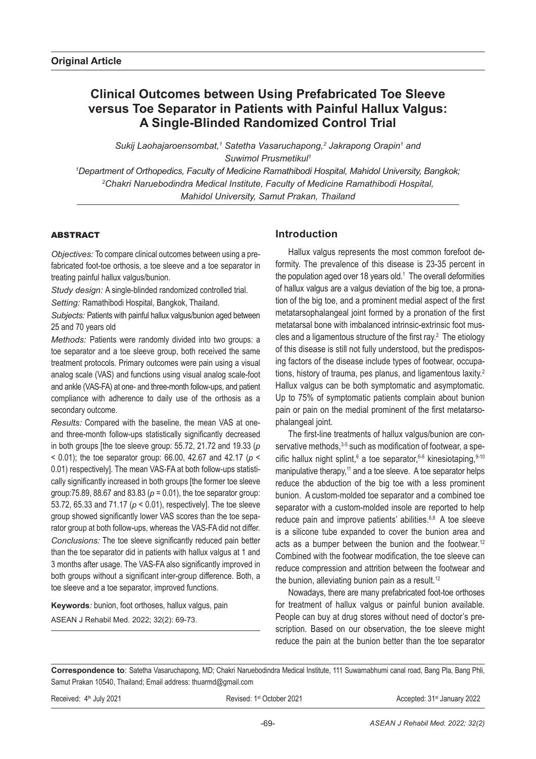**Original Article**

# Clinical Outcomes between Using Prefabricated Toe Sleeve versus Toe Separator in Patients with Painful Hallux Valgus: A Single-Blinded Randomized Control Trial

*Sukij Laohajaroensombat,[1] Satetha Vasaruchapong,[2] Jakrapong Orapin[1] and Suwimol Prusmetikul[1]*

*[1]Department of Orthopedics, Faculty of Medicine Ramathibodi Hospital, Mahidol University, Bangkok;*
*[2]Chakri Naruebodindra Medical Institute, Faculty of Medicine Ramathibodi Hospital, Mahidol University, Samut Prakan, Thailand*

## ABSTRACT

*Objectives:* To compare clinical outcomes between using a prefabricated foot-toe orthosis, a toe sleeve and a toe separator in treating painful hallux valgus/bunion.

*Study design:* A single-blinded randomized controlled trial.

*Setting:* Ramathibodi Hospital, Bangkok, Thailand.

*Subjects:* Patients with painful hallux valgus/bunion aged between 25 and 70 years old

*Methods:* Patients were randomly divided into two groups: a toe separator and a toe sleeve group, both received the same treatment protocols. Primary outcomes were pain using a visual analog scale (VAS) and functions using visual analog scale-foot and ankle (VAS-FA) at one- and three-month follow-ups, and patient compliance with adherence to daily use of the orthosis as a secondary outcome.

*Results:* Compared with the baseline, the mean VAS at one- and three-month follow-ups statistically significantly decreased in both groups [the toe sleeve group: 55.72, 21.72 and 19.33 ($p < 0.01$); the toe separator group: 66.00, 42.67 and 42.17 ($p < 0.01$) respectively]. The mean VAS-FA at both follow-ups statistically significantly increased in both groups [the former toe sleeve group:75.89, 88.67 and 83.83 ($p = 0.01$), the toe separator group: 53.72, 65.33 and 71.17 ($p < 0.01$), respectively]. The toe sleeve group showed significantly lower VAS scores than the toe separator group at both follow-ups, whereas the VAS-FA did not differ.

*Conclusions:* The toe sleeve significantly reduced pain better than the toe separator did in patients with hallux valgus at 1 and 3 months after usage. The VAS-FA also significantly improved in both groups without a significant inter-group difference. Both, a toe sleeve and a toe separator, improved functions.

**Keywords***:* bunion, foot orthoses, hallux valgus, pain

ASEAN J Rehabil Med. 2022; 32(2): 69-73.

## Introduction

Hallux valgus represents the most common forefoot deformity. The prevalence of this disease is 23-35 percent in the population aged over 18 years old.[1] The overall deformities of hallux valgus are a valgus deviation of the big toe, a pronation of the big toe, and a prominent medial aspect of the first metatarsophalangeal joint formed by a pronation of the first metatarsal bone with imbalanced intrinsic-extrinsic foot muscles and a ligamentous structure of the first ray.[2] The etiology of this disease is still not fully understood, but the predisposing factors of the disease include types of footwear, occupations, history of trauma, pes planus, and ligamentous laxity.[2] Hallux valgus can be both symptomatic and asymptomatic. Up to 75% of symptomatic patients complain about bunion pain or pain on the medial prominent of the first metatarsophalangeal joint.

The first-line treatments of hallux valgus/bunion are conservative methods,[3-5] such as modification of footwear, a specific hallux night splint,[6] a toe separator,[6-8] kinesiotaping,[9-10] manipulative therapy,[11] and a toe sleeve. A toe separator helps reduce the abduction of the big toe with a less prominent bunion. A custom-molded toe separator and a combined toe separator with a custom-molded insole are reported to help reduce pain and improve patients' abilities.[6,8] A toe sleeve is a silicone tube expanded to cover the bunion area and acts as a bumper between the bunion and the footwear.[12] Combined with the footwear modification, the toe sleeve can reduce compression and attrition between the footwear and the bunion, alleviating bunion pain as a result.[12]

Nowadays, there are many prefabricated foot-toe orthoses for treatment of hallux valgus or painful bunion available. People can buy at drug stores without need of doctor's prescription. Based on our observation, the toe sleeve might reduce the pain at the bunion better than the toe separator

**Correspondence to**: Satetha Vasaruchapong, MD; Chakri Naruebodindra Medical Institute, 111 Suwarnabhumi canal road, Bang Pla, Bang Phli, Samut Prakan 10540, Thailand; Email address: thuarmd@gmail.com

Received: 4th July 2021 | Revised: 1st October 2021 | Accepted: 31st January 2022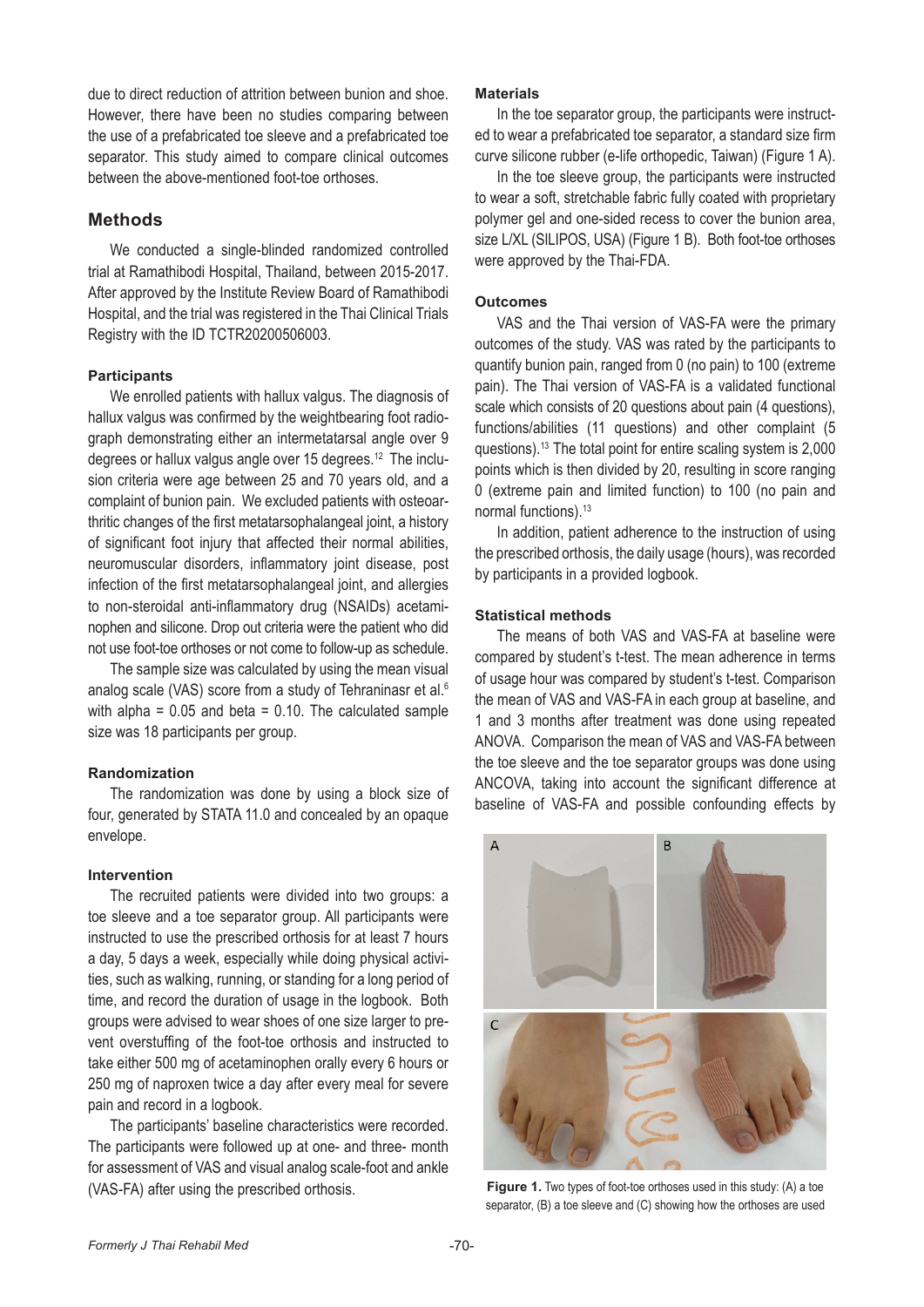due to direct reduction of attrition between bunion and shoe. However, there have been no studies comparing between the use of a prefabricated toe sleeve and a prefabricated toe separator. This study aimed to compare clinical outcomes between the above-mentioned foot-toe orthoses.

## Methods

We conducted a single-blinded randomized controlled trial at Ramathibodi Hospital, Thailand, between 2015-2017. After approved by the Institute Review Board of Ramathibodi Hospital, and the trial was registered in the Thai Clinical Trials Registry with the ID TCTR20200506003.

### Participants

We enrolled patients with hallux valgus. The diagnosis of hallux valgus was confirmed by the weightbearing foot radiograph demonstrating either an intermetatarsal angle over 9 degrees or hallux valgus angle over 15 degrees.[12] The inclusion criteria were age between 25 and 70 years old, and a complaint of bunion pain. We excluded patients with osteoarthritic changes of the first metatarsophalangeal joint, a history of significant foot injury that affected their normal abilities, neuromuscular disorders, inflammatory joint disease, post infection of the first metatarsophalangeal joint, and allergies to non-steroidal anti-inflammatory drug (NSAIDs) acetaminophen and silicone. Drop out criteria were the patient who did not use foot-toe orthoses or not come to follow-up as schedule.

The sample size was calculated by using the mean visual analog scale (VAS) score from a study of Tehraninasr et al.[6] with alpha = 0.05 and beta = 0.10. The calculated sample size was 18 participants per group.

### Randomization

The randomization was done by using a block size of four, generated by STATA 11.0 and concealed by an opaque envelope.

### Intervention

The recruited patients were divided into two groups: a toe sleeve and a toe separator group. All participants were instructed to use the prescribed orthosis for at least 7 hours a day, 5 days a week, especially while doing physical activities, such as walking, running, or standing for a long period of time, and record the duration of usage in the logbook. Both groups were advised to wear shoes of one size larger to prevent overstuffing of the foot-toe orthosis and instructed to take either 500 mg of acetaminophen orally every 6 hours or 250 mg of naproxen twice a day after every meal for severe pain and record in a logbook.

The participants' baseline characteristics were recorded. The participants were followed up at one- and three- month for assessment of VAS and visual analog scale-foot and ankle (VAS-FA) after using the prescribed orthosis.

### Materials

In the toe separator group, the participants were instructed to wear a prefabricated toe separator, a standard size firm curve silicone rubber (e-life orthopedic, Taiwan) (Figure 1 A).

In the toe sleeve group, the participants were instructed to wear a soft, stretchable fabric fully coated with proprietary polymer gel and one-sided recess to cover the bunion area, size L/XL (SILIPOS, USA) (Figure 1 B). Both foot-toe orthoses were approved by the Thai-FDA.

### Outcomes

VAS and the Thai version of VAS-FA were the primary outcomes of the study. VAS was rated by the participants to quantify bunion pain, ranged from 0 (no pain) to 100 (extreme pain). The Thai version of VAS-FA is a validated functional scale which consists of 20 questions about pain (4 questions), functions/abilities (11 questions) and other complaint (5 questions).[13] The total point for entire scaling system is 2,000 points which is then divided by 20, resulting in score ranging 0 (extreme pain and limited function) to 100 (no pain and normal functions).[13]

In addition, patient adherence to the instruction of using the prescribed orthosis, the daily usage (hours), was recorded by participants in a provided logbook.

### Statistical methods

The means of both VAS and VAS-FA at baseline were compared by student's t-test. The mean adherence in terms of usage hour was compared by student's t-test. Comparison the mean of VAS and VAS-FA in each group at baseline, and 1 and 3 months after treatment was done using repeated ANOVA. Comparison the mean of VAS and VAS-FA between the toe sleeve and the toe separator groups was done using ANCOVA, taking into account the significant difference at baseline of VAS-FA and possible confounding effects by

**Figure 1.** Two types of foot-toe orthoses used in this study: (A) a toe separator, (B) a toe sleeve and (C) showing how the orthoses are used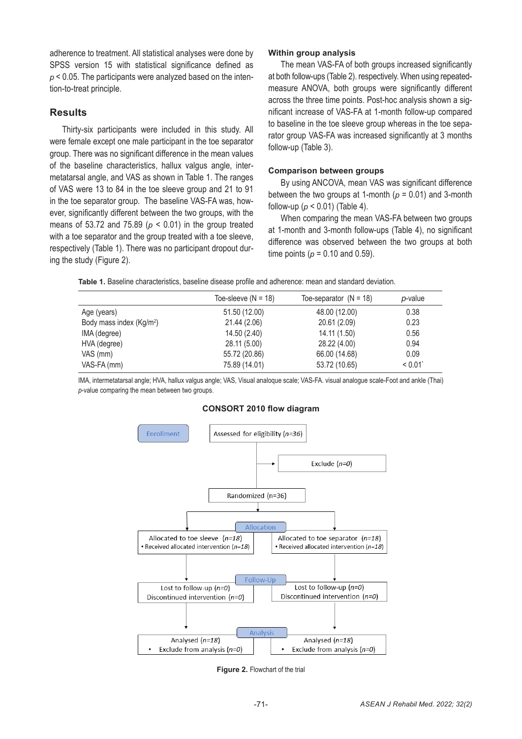adherence to treatment. All statistical analyses were done by SPSS version 15 with statistical significance defined as $p < 0.05$. The participants were analyzed based on the intention-to-treat principle.

## Results

Thirty-six participants were included in this study. All were female except one male participant in the toe separator group. There was no significant difference in the mean values of the baseline characteristics, hallux valgus angle, intermetatarsal angle, and VAS as shown in Table 1. The ranges of VAS were 13 to 84 in the toe sleeve group and 21 to 91 in the toe separator group. The baseline VAS-FA was, however, significantly different between the two groups, with the means of 53.72 and 75.89 ($p < 0.01$) in the group treated with a toe separator and the group treated with a toe sleeve, respectively (Table 1). There was no participant dropout during the study (Figure 2).

**Within group analysis**

The mean VAS-FA of both groups increased significantly at both follow-ups (Table 2). respectively. When using repeated-measure ANOVA, both groups were significantly different across the three time points. Post-hoc analysis shown a significant increase of VAS-FA at 1-month follow-up compared to baseline in the toe sleeve group whereas in the toe separator group VAS-FA was increased significantly at 3 months follow-up (Table 3).

**Comparison between groups**

By using ANCOVA, mean VAS was significant difference between the two groups at 1-month ($p = 0.01$) and 3-month follow-up ($p < 0.01$) (Table 4).

When comparing the mean VAS-FA between two groups at 1-month and 3-month follow-ups (Table 4), no significant difference was observed between the two groups at both time points ($p = 0.10$ and 0.59).

**Table 1.** Baseline characteristics, baseline disease profile and adherence: mean and standard deviation.

| | Toe-sleeve (N = 18) | Toe-separator (N = 18) | *p*-value |
|---|---|---|---|
| Age (years) | 51.50 (12.00) | 48.00 (12.00) | 0.38 |
| Body mass index (Kg/m$^2$) | 21.44 (2.06) | 20.61 (2.09) | 0.23 |
| IMA (degree) | 14.50 (2.40) | 14.11 (1.50) | 0.56 |
| HVA (degree) | 28.11 (5.00) | 28.22 (4.00) | 0.94 |
| VAS (mm) | 55.72 (20.86) | 66.00 (14.68) | 0.09 |
| VAS-FA (mm) | 75.89 (14.01) | 53.72 (10.65) | < 0.01* |

IMA, intermetatarsal angle; HVA, hallux valgus angle; VAS, Visual analoque scale; VAS-FA. visual analogue scale-Foot and ankle (Thai)
*p*-value comparing the mean between two groups.

**CONSORT 2010 flow diagram**

Enrollment: Assessed for eligibility (*n=36*) → Exclude (*n=0*)

Randomized (n=36)

Allocation:
- Allocated to toe sleeve (*n=18*) • Received allocated intervention (*n=18*)
- Allocated to toe separator (*n=18*) • Received allocated intervention (*n=18*)

Follow-Up:
- Lost to follow-up (*n=0*) Discontinued intervention (*n=0*)
- Lost to follow-up (*n=0*) Discontinued intervention (*n=0*)

Analysis:
- Analysed (*n=18*) • Exclude from analysis (*n=0*)
- Analysed (*n=18*) • Exclude from analysis (*n=0*)

**Figure 2.** Flowchart of the trial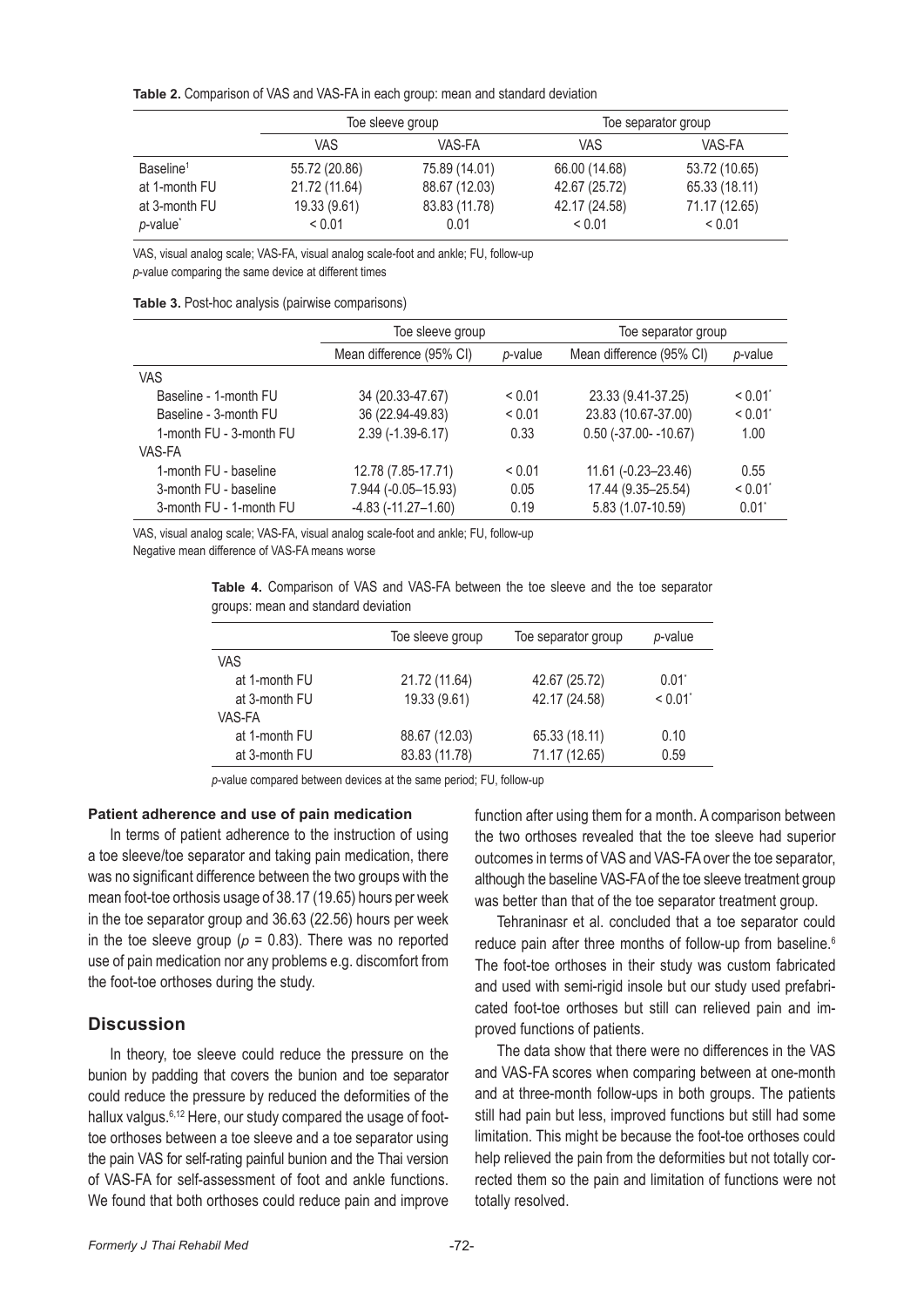**Table 2.** Comparison of VAS and VAS-FA in each group: mean and standard deviation

| | Toe sleeve group | | Toe separator group | |
|---|---|---|---|---|
| | VAS | VAS-FA | VAS | VAS-FA |
| Baseline[1] | 55.72 (20.86) | 75.89 (14.01) | 66.00 (14.68) | 53.72 (10.65) |
| at 1-month FU | 21.72 (11.64) | 88.67 (12.03) | 42.67 (25.72) | 65.33 (18.11) |
| at 3-month FU | 19.33 (9.61) | 83.83 (11.78) | 42.17 (24.58) | 71.17 (12.65) |
| *p*-value* | < 0.01 | 0.01 | < 0.01 | < 0.01 |

VAS, visual analog scale; VAS-FA, visual analog scale-foot and ankle; FU, follow-up
*p*-value comparing the same device at different times

**Table 3.** Post-hoc analysis (pairwise comparisons)

| | Toe sleeve group | | Toe separator group | |
|---|---|---|---|---|
| | Mean difference (95% CI) | *p*-value | Mean difference (95% CI) | *p*-value |
| VAS | | | | |
| Baseline - 1-month FU | 34 (20.33-47.67) | < 0.01 | 23.33 (9.41-37.25) | < 0.01* |
| Baseline - 3-month FU | 36 (22.94-49.83) | < 0.01 | 23.83 (10.67-37.00) | < 0.01* |
| 1-month FU - 3-month FU | 2.39 (-1.39-6.17) | 0.33 | 0.50 (-37.00- -10.67) | 1.00 |
| VAS-FA | | | | |
| 1-month FU - baseline | 12.78 (7.85-17.71) | < 0.01 | 11.61 (-0.23–23.46) | 0.55 |
| 3-month FU - baseline | 7.944 (-0.05–15.93) | 0.05 | 17.44 (9.35–25.54) | < 0.01* |
| 3-month FU - 1-month FU | -4.83 (-11.27–1.60) | 0.19 | 5.83 (1.07-10.59) | 0.01* |

VAS, visual analog scale; VAS-FA, visual analog scale-foot and ankle; FU, follow-up
Negative mean difference of VAS-FA means worse

**Table 4.** Comparison of VAS and VAS-FA between the toe sleeve and the toe separator groups: mean and standard deviation

| | Toe sleeve group | Toe separator group | *p*-value |
|---|---|---|---|
| VAS | | | |
| at 1-month FU | 21.72 (11.64) | 42.67 (25.72) | 0.01* |
| at 3-month FU | 19.33 (9.61) | 42.17 (24.58) | < 0.01* |
| VAS-FA | | | |
| at 1-month FU | 88.67 (12.03) | 65.33 (18.11) | 0.10 |
| at 3-month FU | 83.83 (11.78) | 71.17 (12.65) | 0.59 |

*p*-value compared between devices at the same period; FU, follow-up

#### Patient adherence and use of pain medication

In terms of patient adherence to the instruction of using a toe sleeve/toe separator and taking pain medication, there was no significant difference between the two groups with the mean foot-toe orthosis usage of 38.17 (19.65) hours per week in the toe separator group and 36.63 (22.56) hours per week in the toe sleeve group ($p$ = 0.83). There was no reported use of pain medication nor any problems e.g. discomfort from the foot-toe orthoses during the study.

## Discussion

In theory, toe sleeve could reduce the pressure on the bunion by padding that covers the bunion and toe separator could reduce the pressure by reduced the deformities of the hallux valgus.[6,12] Here, our study compared the usage of foot-toe orthoses between a toe sleeve and a toe separator using the pain VAS for self-rating painful bunion and the Thai version of VAS-FA for self-assessment of foot and ankle functions. We found that both orthoses could reduce pain and improve function after using them for a month. A comparison between the two orthoses revealed that the toe sleeve had superior outcomes in terms of VAS and VAS-FA over the toe separator, although the baseline VAS-FA of the toe sleeve treatment group was better than that of the toe separator treatment group.

Tehraninasr et al. concluded that a toe separator could reduce pain after three months of follow-up from baseline.[6] The foot-toe orthoses in their study was custom fabricated and used with semi-rigid insole but our study used prefabricated foot-toe orthoses but still can relieved pain and improved functions of patients.

The data show that there were no differences in the VAS and VAS-FA scores when comparing between at one-month and at three-month follow-ups in both groups. The patients still had pain but less, improved functions but still had some limitation. This might be because the foot-toe orthoses could help relieved the pain from the deformities but not totally corrected them so the pain and limitation of functions were not totally resolved.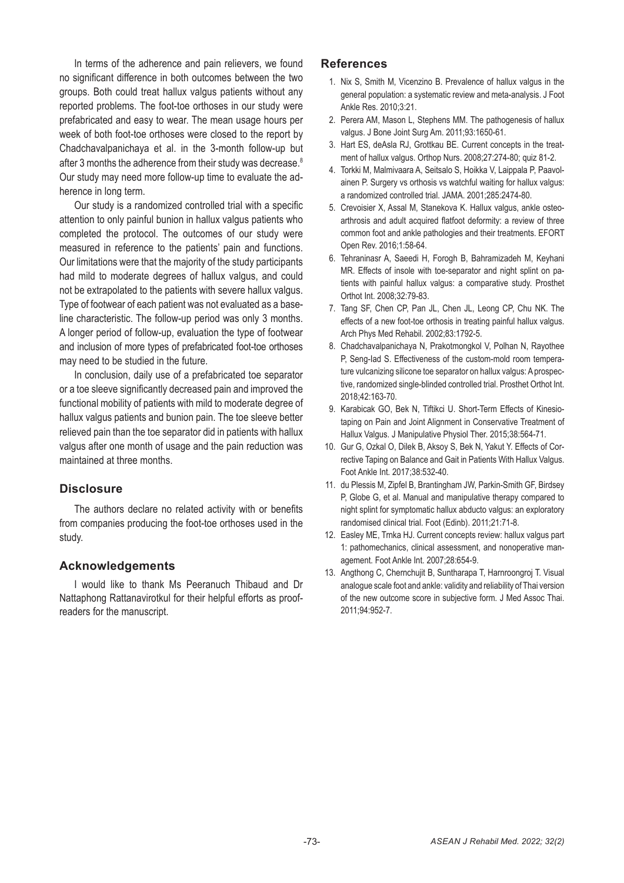In terms of the adherence and pain relievers, we found no significant difference in both outcomes between the two groups. Both could treat hallux valgus patients without any reported problems. The foot-toe orthoses in our study were prefabricated and easy to wear. The mean usage hours per week of both foot-toe orthoses were closed to the report by Chadchavalpanichaya et al. in the 3-month follow-up but after 3 months the adherence from their study was decrease.[8] Our study may need more follow-up time to evaluate the adherence in long term.

Our study is a randomized controlled trial with a specific attention to only painful bunion in hallux valgus patients who completed the protocol. The outcomes of our study were measured in reference to the patients' pain and functions. Our limitations were that the majority of the study participants had mild to moderate degrees of hallux valgus, and could not be extrapolated to the patients with severe hallux valgus. Type of footwear of each patient was not evaluated as a baseline characteristic. The follow-up period was only 3 months. A longer period of follow-up, evaluation the type of footwear and inclusion of more types of prefabricated foot-toe orthoses may need to be studied in the future.

In conclusion, daily use of a prefabricated toe separator or a toe sleeve significantly decreased pain and improved the functional mobility of patients with mild to moderate degree of hallux valgus patients and bunion pain. The toe sleeve better relieved pain than the toe separator did in patients with hallux valgus after one month of usage and the pain reduction was maintained at three months.

## Disclosure

The authors declare no related activity with or benefits from companies producing the foot-toe orthoses used in the study.

## Acknowledgements

I would like to thank Ms Peeranuch Thibaud and Dr Nattaphong Rattanavirotkul for their helpful efforts as proofreaders for the manuscript.

## References

1. Nix S, Smith M, Vicenzino B. Prevalence of hallux valgus in the general population: a systematic review and meta-analysis. J Foot Ankle Res. 2010;3:21.
2. Perera AM, Mason L, Stephens MM. The pathogenesis of hallux valgus. J Bone Joint Surg Am. 2011;93:1650-61.
3. Hart ES, deAsla RJ, Grottkau BE. Current concepts in the treatment of hallux valgus. Orthop Nurs. 2008;27:274-80; quiz 81-2.
4. Torkki M, Malmivaara A, Seitsalo S, Hoikka V, Laippala P, Paavolainen P. Surgery vs orthosis vs watchful waiting for hallux valgus: a randomized controlled trial. JAMA. 2001;285:2474-80.
5. Crevoisier X, Assal M, Stanekova K. Hallux valgus, ankle osteoarthrosis and adult acquired flatfoot deformity: a review of three common foot and ankle pathologies and their treatments. EFORT Open Rev. 2016;1:58-64.
6. Tehraninasr A, Saeedi H, Forogh B, Bahramizadeh M, Keyhani MR. Effects of insole with toe-separator and night splint on patients with painful hallux valgus: a comparative study. Prosthet Orthot Int. 2008;32:79-83.
7. Tang SF, Chen CP, Pan JL, Chen JL, Leong CP, Chu NK. The effects of a new foot-toe orthosis in treating painful hallux valgus. Arch Phys Med Rehabil. 2002;83:1792-5.
8. Chadchavalpanichaya N, Prakotmongkol V, Polhan N, Rayothee P, Seng-Iad S. Effectiveness of the custom-mold room temperature vulcanizing silicone toe separator on hallux valgus: A prospective, randomized single-blinded controlled trial. Prosthet Orthot Int. 2018;42:163-70.
9. Karabicak GO, Bek N, Tiftikci U. Short-Term Effects of Kinesiotaping on Pain and Joint Alignment in Conservative Treatment of Hallux Valgus. J Manipulative Physiol Ther. 2015;38:564-71.
10. Gur G, Ozkal O, Dilek B, Aksoy S, Bek N, Yakut Y. Effects of Corrective Taping on Balance and Gait in Patients With Hallux Valgus. Foot Ankle Int. 2017;38:532-40.
11. du Plessis M, Zipfel B, Brantingham JW, Parkin-Smith GF, Birdsey P, Globe G, et al. Manual and manipulative therapy compared to night splint for symptomatic hallux abducto valgus: an exploratory randomised clinical trial. Foot (Edinb). 2011;21:71-8.
12. Easley ME, Trnka HJ. Current concepts review: hallux valgus part 1: pathomechanics, clinical assessment, and nonoperative management. Foot Ankle Int. 2007;28:654-9.
13. Angthong C, Chernchujit B, Suntharapa T, Harnroongroj T. Visual analogue scale foot and ankle: validity and reliability of Thai version of the new outcome score in subjective form. J Med Assoc Thai. 2011;94:952-7.